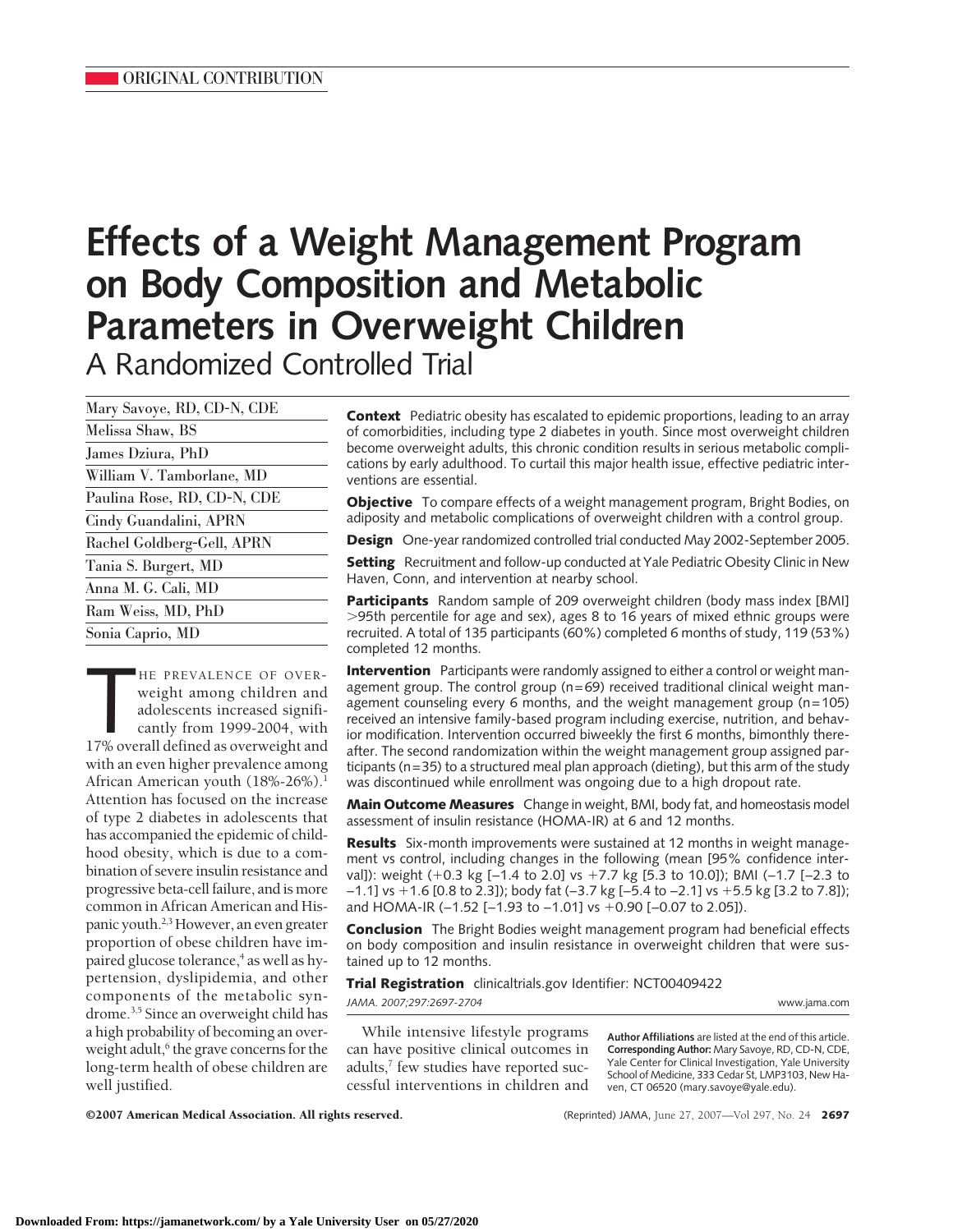ORIGINAL CONTRIBUTION

# Effects of a Weight Management Program on Body Composition and Metabolic Parameters in Overweight Children

## A Randomized Controlled Trial

Mary Savoye, RD, CD-N, CDE
Melissa Shaw, BS
James Dziura, PhD
William V. Tamborlane, MD
Paulina Rose, RD, CD-N, CDE
Cindy Guandalini, APRN
Rachel Goldberg-Gell, APRN
Tania S. Burgert, MD
Anna M. G. Cali, MD
Ram Weiss, MD, PhD
Sonia Caprio, MD

**Context** Pediatric obesity has escalated to epidemic proportions, leading to an array of comorbidities, including type 2 diabetes in youth. Since most overweight children become overweight adults, this chronic condition results in serious metabolic complications by early adulthood. To curtail this major health issue, effective pediatric interventions are essential.

**Objective** To compare effects of a weight management program, Bright Bodies, on adiposity and metabolic complications of overweight children with a control group.

**Design** One-year randomized controlled trial conducted May 2002-September 2005.

**Setting** Recruitment and follow-up conducted at Yale Pediatric Obesity Clinic in New Haven, Conn, and intervention at nearby school.

**Participants** Random sample of 209 overweight children (body mass index [BMI] >95th percentile for age and sex), ages 8 to 16 years of mixed ethnic groups were recruited. A total of 135 participants (60%) completed 6 months of study, 119 (53%) completed 12 months.

**Intervention** Participants were randomly assigned to either a control or weight management group. The control group (n=69) received traditional clinical weight management counseling every 6 months, and the weight management group (n=105) received an intensive family-based program including exercise, nutrition, and behavior modification. Intervention occurred biweekly the first 6 months, bimonthly thereafter. The second randomization within the weight management group assigned participants (n=35) to a structured meal plan approach (dieting), but this arm of the study was discontinued while enrollment was ongoing due to a high dropout rate.

**Main Outcome Measures** Change in weight, BMI, body fat, and homeostasis model assessment of insulin resistance (HOMA-IR) at 6 and 12 months.

**Results** Six-month improvements were sustained at 12 months in weight management vs control, including changes in the following (mean [95% confidence interval]): weight (+0.3 kg [–1.4 to 2.0] vs +7.7 kg [5.3 to 10.0]); BMI (–1.7 [–2.3 to –1.1] vs +1.6 [0.8 to 2.3]); body fat (–3.7 kg [–5.4 to –2.1] vs +5.5 kg [3.2 to 7.8]); and HOMA-IR (–1.52 [–1.93 to –1.01] vs +0.90 [–0.07 to 2.05]).

**Conclusion** The Bright Bodies weight management program had beneficial effects on body composition and insulin resistance in overweight children that were sustained up to 12 months.

**Trial Registration** clinicaltrials.gov Identifier: NCT00409422

*JAMA. 2007;297:2697-2704*

THE PREVALENCE OF OVERweight among children and adolescents increased significantly from 1999-2004, with 17% overall defined as overweight and with an even higher prevalence among African American youth (18%-26%).[1] Attention has focused on the increase of type 2 diabetes in adolescents that has accompanied the epidemic of childhood obesity, which is due to a combination of severe insulin resistance and progressive beta-cell failure, and is more common in African American and Hispanic youth.[2,3] However, an even greater proportion of obese children have impaired glucose tolerance,[4] as well as hypertension, dyslipidemia, and other components of the metabolic syndrome.[3,5] Since an overweight child has a high probability of becoming an overweight adult,[6] the grave concerns for the long-term health of obese children are well justified.

While intensive lifestyle programs can have positive clinical outcomes in adults,[7] few studies have reported successful interventions in children and

**Author Affiliations** are listed at the end of this article.
**Corresponding Author:** Mary Savoye, RD, CD-N, CDE, Yale Center for Clinical Investigation, Yale University School of Medicine, 333 Cedar St, LMP3103, New Haven, CT 06520 (mary.savoye@yale.edu).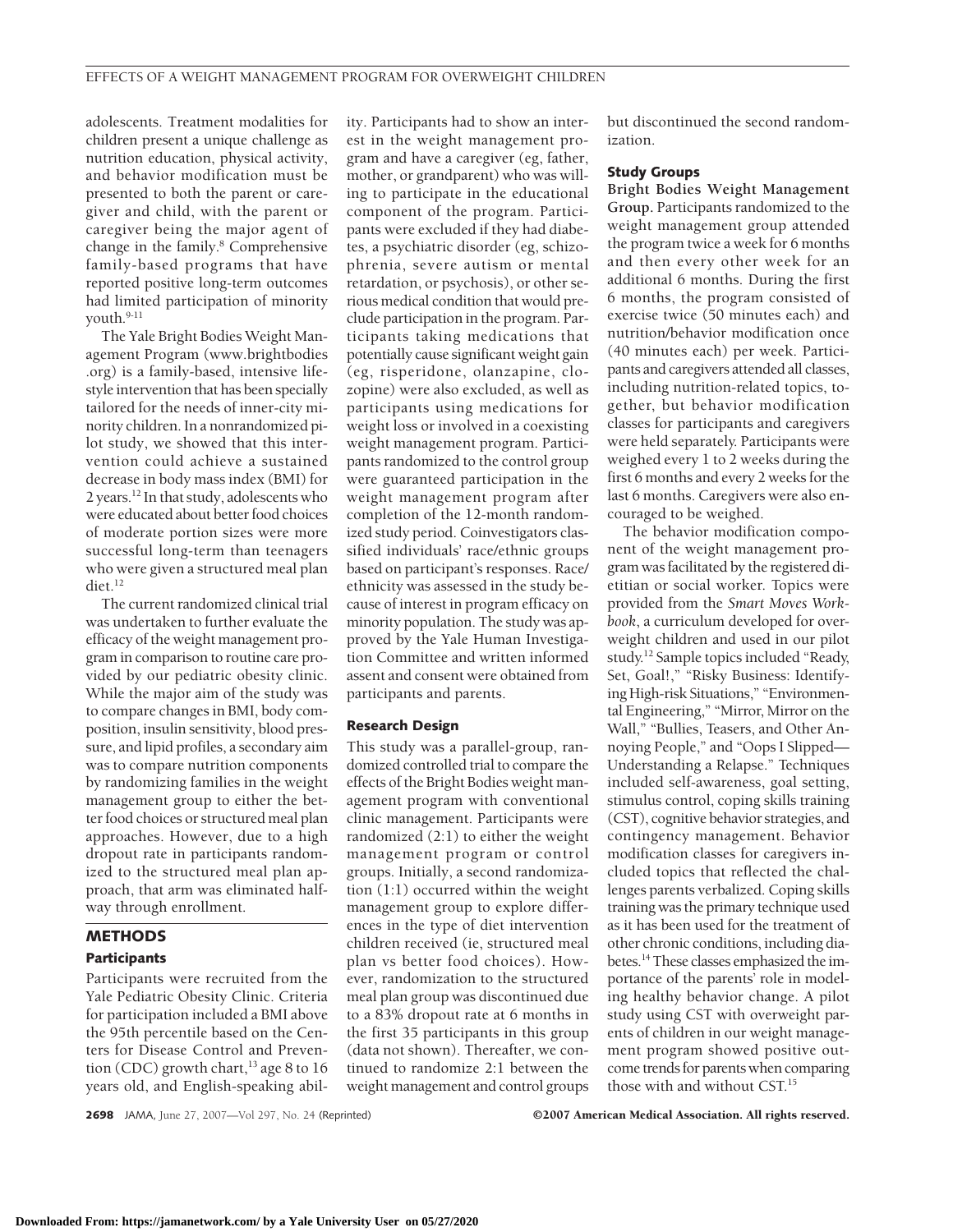adolescents. Treatment modalities for children present a unique challenge as nutrition education, physical activity, and behavior modification must be presented to both the parent or caregiver and child, with the parent or caregiver being the major agent of change in the family.[8] Comprehensive family-based programs that have reported positive long-term outcomes had limited participation of minority youth.[9-11]

The Yale Bright Bodies Weight Management Program (www.brightbodies.org) is a family-based, intensive lifestyle intervention that has been specially tailored for the needs of inner-city minority children. In a nonrandomized pilot study, we showed that this intervention could achieve a sustained decrease in body mass index (BMI) for 2 years.[12] In that study, adolescents who were educated about better food choices of moderate portion sizes were more successful long-term than teenagers who were given a structured meal plan diet.[12]

The current randomized clinical trial was undertaken to further evaluate the efficacy of the weight management program in comparison to routine care provided by our pediatric obesity clinic. While the major aim of the study was to compare changes in BMI, body composition, insulin sensitivity, blood pressure, and lipid profiles, a secondary aim was to compare nutrition components by randomizing families in the weight management group to either the better food choices or structured meal plan approaches. However, due to a high dropout rate in participants randomized to the structured meal plan approach, that arm was eliminated halfway through enrollment.

## METHODS

### Participants

Participants were recruited from the Yale Pediatric Obesity Clinic. Criteria for participation included a BMI above the 95th percentile based on the Centers for Disease Control and Prevention (CDC) growth chart,[13] age 8 to 16 years old, and English-speaking ability. Participants had to show an interest in the weight management program and have a caregiver (eg, father, mother, or grandparent) who was willing to participate in the educational component of the program. Participants were excluded if they had diabetes, a psychiatric disorder (eg, schizophrenia, severe autism or mental retardation, or psychosis), or other serious medical condition that would preclude participation in the program. Participants taking medications that potentially cause significant weight gain (eg, risperidone, olanzapine, clozopine) were also excluded, as well as participants using medications for weight loss or involved in a coexisting weight management program. Participants randomized to the control group were guaranteed participation in the weight management program after completion of the 12-month randomized study period. Coinvestigators classified individuals' race/ethnic groups based on participant's responses. Race/ethnicity was assessed in the study because of interest in program efficacy on minority population. The study was approved by the Yale Human Investigation Committee and written informed assent and consent were obtained from participants and parents.

### Research Design

This study was a parallel-group, randomized controlled trial to compare the effects of the Bright Bodies weight management program with conventional clinic management. Participants were randomized (2:1) to either the weight management program or control groups. Initially, a second randomization (1:1) occurred within the weight management group to explore differences in the type of diet intervention children received (ie, structured meal plan vs better food choices). However, randomization to the structured meal plan group was discontinued due to a 83% dropout rate at 6 months in the first 35 participants in this group (data not shown). Thereafter, we continued to randomize 2:1 between the weight management and control groups but discontinued the second randomization.

### Study Groups

**Bright Bodies Weight Management Group.** Participants randomized to the weight management group attended the program twice a week for 6 months and then every other week for an additional 6 months. During the first 6 months, the program consisted of exercise twice (50 minutes each) and nutrition/behavior modification once (40 minutes each) per week. Participants and caregivers attended all classes, including nutrition-related topics, together, but behavior modification classes for participants and caregivers were held separately. Participants were weighed every 1 to 2 weeks during the first 6 months and every 2 weeks for the last 6 months. Caregivers were also encouraged to be weighed.

The behavior modification component of the weight management program was facilitated by the registered dietitian or social worker. Topics were provided from the *Smart Moves Workbook*, a curriculum developed for overweight children and used in our pilot study.[12] Sample topics included "Ready, Set, Goal!," "Risky Business: Identifying High-risk Situations," "Environmental Engineering," "Mirror, Mirror on the Wall," "Bullies, Teasers, and Other Annoying People," and "Oops I Slipped—Understanding a Relapse." Techniques included self-awareness, goal setting, stimulus control, coping skills training (CST), cognitive behavior strategies, and contingency management. Behavior modification classes for caregivers included topics that reflected the challenges parents verbalized. Coping skills training was the primary technique used as it has been used for the treatment of other chronic conditions, including diabetes.[14] These classes emphasized the importance of the parents' role in modeling healthy behavior change. A pilot study using CST with overweight parents of children in our weight management program showed positive outcome trends for parents when comparing those with and without CST.[15]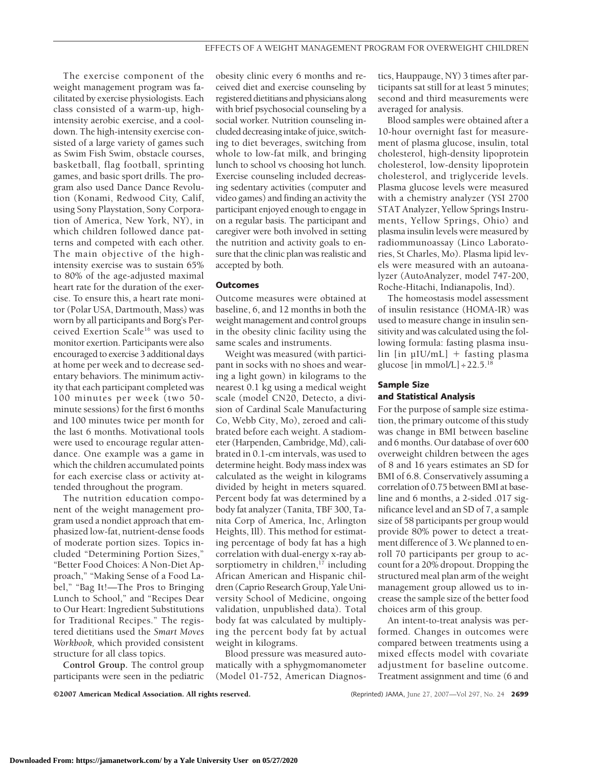The exercise component of the weight management program was facilitated by exercise physiologists. Each class consisted of a warm-up, high-intensity aerobic exercise, and a cool-down. The high-intensity exercise consisted of a large variety of games such as Swim Fish Swim, obstacle courses, basketball, flag football, sprinting games, and basic sport drills. The program also used Dance Dance Revolution (Konami, Redwood City, Calif, using Sony Playstation, Sony Corporation of America, New York, NY), in which children followed dance patterns and competed with each other. The main objective of the high-intensity exercise was to sustain 65% to 80% of the age-adjusted maximal heart rate for the duration of the exercise. To ensure this, a heart rate monitor (Polar USA, Dartmouth, Mass) was worn by all participants and Borg's Perceived Exertion Scale[16] was used to monitor exertion. Participants were also encouraged to exercise 3 additional days at home per week and to decrease sedentary behaviors. The minimum activity that each participant completed was 100 minutes per week (two 50-minute sessions) for the first 6 months and 100 minutes twice per month for the last 6 months. Motivational tools were used to encourage regular attendance. One example was a game in which the children accumulated points for each exercise class or activity attended throughout the program.

The nutrition education component of the weight management program used a nondiet approach that emphasized low-fat, nutrient-dense foods of moderate portion sizes. Topics included "Determining Portion Sizes," "Better Food Choices: A Non-Diet Approach," "Making Sense of a Food Label," "Bag It!—The Pros to Bringing Lunch to School," and "Recipes Dear to Our Heart: Ingredient Substitutions for Traditional Recipes." The registered dietitians used the *Smart Moves Workbook,* which provided consistent structure for all class topics.

**Control Group.** The control group participants were seen in the pediatric obesity clinic every 6 months and received diet and exercise counseling by registered dietitians and physicians along with brief psychosocial counseling by a social worker. Nutrition counseling included decreasing intake of juice, switching to diet beverages, switching from whole to low-fat milk, and bringing lunch to school vs choosing hot lunch. Exercise counseling included decreasing sedentary activities (computer and video games) and finding an activity the participant enjoyed enough to engage in on a regular basis. The participant and caregiver were both involved in setting the nutrition and activity goals to ensure that the clinic plan was realistic and accepted by both.

### Outcomes

Outcome measures were obtained at baseline, 6, and 12 months in both the weight management and control groups in the obesity clinic facility using the same scales and instruments.

Weight was measured (with participant in socks with no shoes and wearing a light gown) in kilograms to the nearest 0.1 kg using a medical weight scale (model CN20, Detecto, a division of Cardinal Scale Manufacturing Co, Webb City, Mo), zeroed and calibrated before each weight. A stadiometer (Harpenden, Cambridge, Md), calibrated in 0.1-cm intervals, was used to determine height. Body mass index was calculated as the weight in kilograms divided by height in meters squared. Percent body fat was determined by a body fat analyzer (Tanita, TBF 300, Tanita Corp of America, Inc, Arlington Heights, Ill). This method for estimating percentage of body fat has a high correlation with dual-energy x-ray absorptiometry in children,[17] including African American and Hispanic children (Caprio Research Group, Yale University School of Medicine, ongoing validation, unpublished data). Total body fat was calculated by multiplying the percent body fat by actual weight in kilograms.

Blood pressure was measured automatically with a sphygmomanometer (Model 01-752, American Diagnostics, Hauppauge, NY) 3 times after participants sat still for at least 5 minutes; second and third measurements were averaged for analysis.

Blood samples were obtained after a 10-hour overnight fast for measurement of plasma glucose, insulin, total cholesterol, high-density lipoprotein cholesterol, low-density lipoprotein cholesterol, and triglyceride levels. Plasma glucose levels were measured with a chemistry analyzer (YSI 2700 STAT Analyzer, Yellow Springs Instruments, Yellow Springs, Ohio) and plasma insulin levels were measured by radiommunoassay (Linco Laboratories, St Charles, Mo). Plasma lipid levels were measured with an autoanalyzer (AutoAnalyzer, model 747-200, Roche-Hitachi, Indianapolis, Ind).

The homeostasis model assessment of insulin resistance (HOMA-IR) was used to measure change in insulin sensitivity and was calculated using the following formula: fasting plasma insulin [in μIU/mL] + fasting plasma glucose [in mmol/L] ÷ 22.5.[18]

### Sample Size and Statistical Analysis

For the purpose of sample size estimation, the primary outcome of this study was change in BMI between baseline and 6 months. Our database of over 600 overweight children between the ages of 8 and 16 years estimates an SD for BMI of 6.8. Conservatively assuming a correlation of 0.75 between BMI at baseline and 6 months, a 2-sided .017 significance level and an SD of 7, a sample size of 58 participants per group would provide 80% power to detect a treatment difference of 3. We planned to enroll 70 participants per group to account for a 20% dropout. Dropping the structured meal plan arm of the weight management group allowed us to increase the sample size of the better food choices arm of this group.

An intent-to-treat analysis was performed. Changes in outcomes were compared between treatments using a mixed effects model with covariate adjustment for baseline outcome. Treatment assignment and time (6 and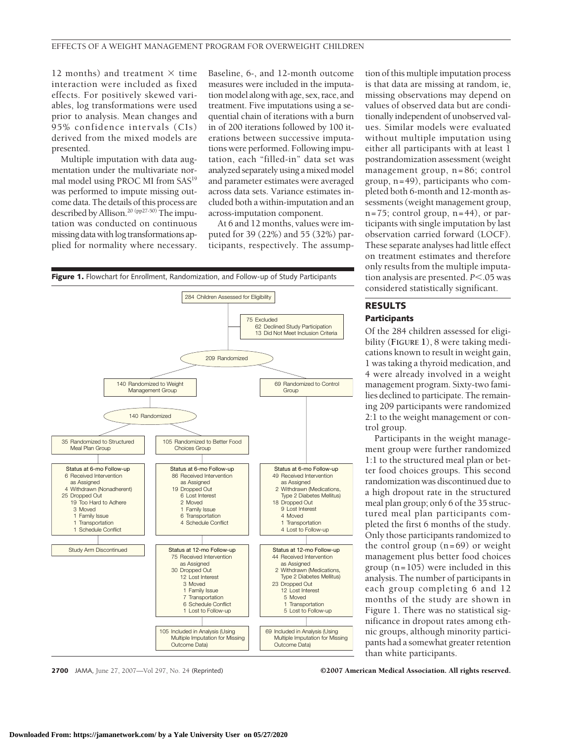12 months) and treatment × time interaction were included as fixed effects. For positively skewed variables, log transformations were used prior to analysis. Mean changes and 95% confidence intervals (CIs) derived from the mixed models are presented.

Multiple imputation with data augmentation under the multivariate normal model using PROC MI from SAS[19] was performed to impute missing outcome data. The details of this process are described by Allison.[20 (pp27-50)] The imputation was conducted on continuous missing data with log transformations applied for normality where necessary. Baseline, 6-, and 12-month outcome measures were included in the imputation model along with age, sex, race, and treatment. Five imputations using a sequential chain of iterations with a burn in of 200 iterations followed by 100 iterations between successive imputations were performed. Following imputation, each "filled-in" data set was analyzed separately using a mixed model and parameter estimates were averaged across data sets. Variance estimates included both a within-imputation and an across-imputation component.

At 6 and 12 months, values were imputed for 39 (22%) and 55 (32%) participants, respectively. The assumption of this multiple imputation process is that data are missing at random, ie, missing observations may depend on values of observed data but are conditionally independent of unobserved values. Similar models were evaluated without multiple imputation using either all participants with at least 1 postrandomization assessment (weight management group, n=86; control group, n=49), participants who completed both 6-month and 12-month assessments (weight management group, n=75; control group, n=44), or participants with single imputation by last observation carried forward (LOCF). These separate analyses had little effect on treatment estimates and therefore only results from the multiple imputation analysis are presented. $P<.05$ was considered statistically significant.

**Figure 1.** Flowchart for Enrollment, Randomization, and Follow-up of Study Participants

284 Children Assessed for Eligibility

75 Excluded
- 62 Declined Study Participation
- 13 Did Not Meet Inclusion Criteria

209 Randomized

140 Randomized to Weight Management Group

69 Randomized to Control Group

140 Randomized

35 Randomized to Structured Meal Plan Group

105 Randomized to Better Food Choices Group

Status at 6-mo Follow-up (Structured Meal Plan Group)
- 6 Received Intervention as Assigned
- 4 Withdrawn (Nonadherent)
- 25 Dropped Out
  - 19 Too Hard to Adhere
  - 3 Moved
  - 1 Family Issue
  - 1 Transportation
  - 1 Schedule Conflict

Study Arm Discontinued

Status at 6-mo Follow-up (Better Food Choices Group)
- 86 Received Intervention as Assigned
- 19 Dropped Out
  - 6 Lost Interest
  - 2 Moved
  - 1 Family Issue
  - 6 Transportation
  - 4 Schedule Conflict

Status at 12-mo Follow-up (Better Food Choices Group)
- 75 Received Intervention as Assigned
- 30 Dropped Out
  - 12 Lost Interest
  - 3 Moved
  - 1 Family Issue
  - 7 Transportation
  - 6 Schedule Conflict
  - 1 Lost to Follow-up

105 Included in Analysis (Using Multiple Imputation for Missing Outcome Data)

Status at 6-mo Follow-up (Control Group)
- 49 Received Intervention as Assigned
- 2 Withdrawn (Medications, Type 2 Diabetes Mellitus)
- 18 Dropped Out
  - 9 Lost Interest
  - 4 Moved
  - 1 Transportation
  - 4 Lost to Follow-up

Status at 12-mo Follow-up (Control Group)
- 44 Received Intervention as Assigned
- 2 Withdrawn (Medications, Type 2 Diabetes Mellitus)
- 23 Dropped Out
  - 12 Lost Interest
  - 5 Moved
  - 1 Transportation
  - 5 Lost to Follow-up

69 Included in Analysis (Using Multiple Imputation for Missing Outcome Data)

## RESULTS

### Participants

Of the 284 children assessed for eligibility (**Figure 1**), 8 were taking medications known to result in weight gain, 1 was taking a thyroid medication, and 4 were already involved in a weight management program. Sixty-two families declined to participate. The remaining 209 participants were randomized 2:1 to the weight management or control group.

Participants in the weight management group were further randomized 1:1 to the structured meal plan or better food choices groups. This second randomization was discontinued due to a high dropout rate in the structured meal plan group; only 6 of the 35 structured meal plan participants completed the first 6 months of the study. Only those participants randomized to the control group (n=69) or weight management plus better food choices group (n=105) were included in this analysis. The number of participants in each group completing 6 and 12 months of the study are shown in Figure 1. There was no statistical significance in dropout rates among ethnic groups, although minority participants had a somewhat greater retention than white participants.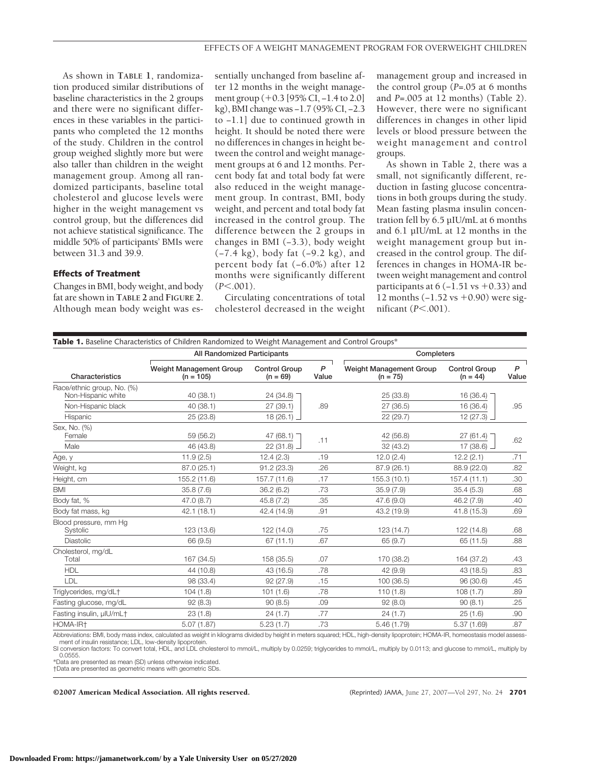As shown in **TABLE 1**, randomization produced similar distributions of baseline characteristics in the 2 groups and there were no significant differences in these variables in the participants who completed the 12 months of the study. Children in the control group weighed slightly more but were also taller than children in the weight management group. Among all randomized participants, baseline total cholesterol and glucose levels were higher in the weight management vs control group, but the differences did not achieve statistical significance. The middle 50% of participants' BMIs were between 31.3 and 39.9.

### Effects of Treatment

Changes in BMI, body weight, and body fat are shown in **TABLE 2** and **FIGURE 2**. Although mean body weight was essentially unchanged from baseline after 12 months in the weight management group (+0.3 [95% CI, −1.4 to 2.0] kg), BMI change was −1.7 (95% CI, −2.3 to −1.1] due to continued growth in height. It should be noted there were no differences in changes in height between the control and weight management groups at 6 and 12 months. Percent body fat and total body fat were also reduced in the weight management group. In contrast, BMI, body weight, and percent and total body fat increased in the control group. The difference between the 2 groups in changes in BMI (−3.3), body weight (−7.4 kg), body fat (−9.2 kg), and percent body fat (−6.0%) after 12 months were significantly different ($P<.001$).

Circulating concentrations of total cholesterol decreased in the weight management group and increased in the control group ($P=.05$ at 6 months and $P=.005$ at 12 months) (Table 2). However, there were no significant differences in changes in other lipid levels or blood pressure between the weight management and control groups.

As shown in Table 2, there was a small, not significantly different, reduction in fasting glucose concentrations in both groups during the study. Mean fasting plasma insulin concentration fell by 6.5 μIU/mL at 6 months and 6.1 μIU/mL at 12 months in the weight management group but increased in the control group. The differences in changes in HOMA-IR between weight management and control participants at 6 (−1.51 vs +0.33) and 12 months (−1.52 vs +0.90) were significant ($P<.001$).

**Table 1.** Baseline Characteristics of Children Randomized to Weight Management and Control Groups*

| | All Randomized Participants | | | Completers | | |
|---|---|---|---|---|---|---|
| Characteristics | Weight Management Group (n = 105) | Control Group (n = 69) | *P* Value | Weight Management Group (n = 75) | Control Group (n = 44) | *P* Value |
| Race/ethnic group, No. (%) | | | | | | |
| Non-Hispanic white | 40 (38.1) | 24 (34.8) | .89 | 25 (33.8) | 16 (36.4) | .95 |
| Non-Hispanic black | 40 (38.1) | 27 (39.1) | | 27 (36.5) | 16 (36.4) | |
| Hispanic | 25 (23.8) | 18 (26.1) | | 22 (29.7) | 12 (27.3) | |
| Sex, No. (%) | | | | | | |
| Female | 59 (56.2) | 47 (68.1) | .11 | 42 (56.8) | 27 (61.4) | .62 |
| Male | 46 (43.8) | 22 (31.8) | | 32 (43.2) | 17 (38.6) | |
| Age, y | 11.9 (2.5) | 12.4 (2.3) | .19 | 12.0 (2.4) | 12.2 (2.1) | .71 |
| Weight, kg | 87.0 (25.1) | 91.2 (23.3) | .26 | 87.9 (26.1) | 88.9 (22.0) | .82 |
| Height, cm | 155.2 (11.6) | 157.7 (11.6) | .17 | 155.3 (10.1) | 157.4 (11.1) | .30 |
| BMI | 35.8 (7.6) | 36.2 (6.2) | .73 | 35.9 (7.9) | 35.4 (5.3) | .68 |
| Body fat, % | 47.0 (8.7) | 45.8 (7.2) | .35 | 47.6 (9.0) | 46.2 (7.9) | .40 |
| Body fat mass, kg | 42.1 (18.1) | 42.4 (14.9) | .91 | 43.2 (19.9) | 41.8 (15.3) | .69 |
| Blood pressure, mm Hg | | | | | | |
| Systolic | 123 (13.6) | 122 (14.0) | .75 | 123 (14.7) | 122 (14.8) | .68 |
| Diastolic | 66 (9.5) | 67 (11.1) | .67 | 65 (9.7) | 65 (11.5) | .88 |
| Cholesterol, mg/dL | | | | | | |
| Total | 167 (34.5) | 158 (35.5) | .07 | 170 (38.2) | 164 (37.2) | .43 |
| HDL | 44 (10.8) | 43 (16.5) | .78 | 42 (9.9) | 43 (18.5) | .83 |
| LDL | 98 (33.4) | 92 (27.9) | .15 | 100 (36.5) | 96 (30.6) | .45 |
| Triglycerides, mg/dL† | 104 (1.8) | 101 (1.6) | .78 | 110 (1.8) | 108 (1.7) | .89 |
| Fasting glucose, mg/dL | 92 (8.3) | 90 (8.5) | .09 | 92 (8.0) | 90 (8.1) | .25 |
| Fasting insulin, μIU/mL† | 23 (1.8) | 24 (1.7) | .77 | 24 (1.7) | 25 (1.6) | .90 |
| HOMA-IR† | 5.07 (1.87) | 5.23 (1.7) | .73 | 5.46 (1.79) | 5.37 (1.69) | .87 |

Abbreviations: BMI, body mass index, calculated as weight in kilograms divided by height in meters squared; HDL, high-density lipoprotein; HOMA-IR, homeostasis model assessment of insulin resistance; LDL, low-density lipoprotein.

SI conversion factors: To convert total, HDL, and LDL cholesterol to mmol/L, multiply by 0.0259; triglycerides to mmol/L, multiply by 0.0113; and glucose to mmol/L, multiply by 0.0555.

*Data are presented as mean (SD) unless otherwise indicated.

†Data are presented as geometric means with geometric SDs.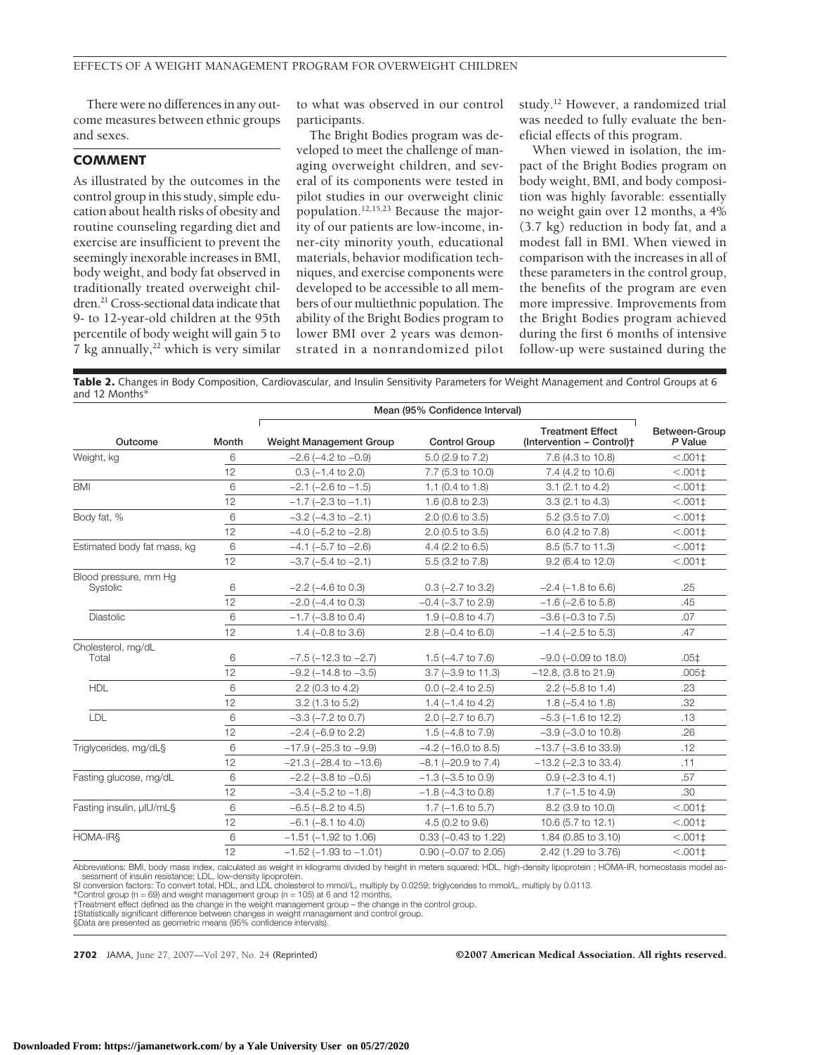There were no differences in any outcome measures between ethnic groups and sexes.

## COMMENT

As illustrated by the outcomes in the control group in this study, simple education about health risks of obesity and routine counseling regarding diet and exercise are insufficient to prevent the seemingly inexorable increases in BMI, body weight, and body fat observed in traditionally treated overweight children.[21] Cross-sectional data indicate that 9- to 12-year-old children at the 95th percentile of body weight will gain 5 to 7 kg annually,[22] which is very similar to what was observed in our control participants.

The Bright Bodies program was developed to meet the challenge of managing overweight children, and several of its components were tested in pilot studies in our overweight clinic population.[12,15,23] Because the majority of our patients are low-income, inner-city minority youth, educational materials, behavior modification techniques, and exercise components were developed to be accessible to all members of our multiethnic population. The ability of the Bright Bodies program to lower BMI over 2 years was demonstrated in a nonrandomized pilot study.[12] However, a randomized trial was needed to fully evaluate the beneficial effects of this program.

When viewed in isolation, the impact of the Bright Bodies program on body weight, BMI, and body composition was highly favorable: essentially no weight gain over 12 months, a 4% (3.7 kg) reduction in body fat, and a modest fall in BMI. When viewed in comparison with the increases in all of these parameters in the control group, the benefits of the program are even more impressive. Improvements from the Bright Bodies program achieved during the first 6 months of intensive follow-up were sustained during the

**Table 2.** Changes in Body Composition, Cardiovascular, and Insulin Sensitivity Parameters for Weight Management and Control Groups at 6 and 12 Months*

| | | Mean (95% Confidence Interval) | | | |
|---|---|---|---|---|---|
| Outcome | Month | Weight Management Group | Control Group | Treatment Effect (Intervention − Control)† | Between-Group *P* Value |
| Weight, kg | 6 | −2.6 (−4.2 to −0.9) | 5.0 (2.9 to 7.2) | 7.6 (4.3 to 10.8) | <.001‡ |
| | 12 | 0.3 (−1.4 to 2.0) | 7.7 (5.3 to 10.0) | 7.4 (4.2 to 10.6) | <.001‡ |
| BMI | 6 | −2.1 (−2.6 to −1.5) | 1.1 (0.4 to 1.8) | 3.1 (2.1 to 4.2) | <.001‡ |
| | 12 | −1.7 (−2.3 to −1.1) | 1.6 (0.8 to 2.3) | 3.3 (2.1 to 4.3) | <.001‡ |
| Body fat, % | 6 | −3.2 (−4.3 to −2.1) | 2.0 (0.6 to 3.5) | 5.2 (3.5 to 7.0) | <.001‡ |
| | 12 | −4.0 (−5.2 to −2.8) | 2.0 (0.5 to 3.5) | 6.0 (4.2 to 7.8) | <.001‡ |
| Estimated body fat mass, kg | 6 | −4.1 (−5.7 to −2.6) | 4.4 (2.2 to 6.5) | 8.5 (5.7 to 11.3) | <.001‡ |
| | 12 | −3.7 (−5.4 to −2.1) | 5.5 (3.2 to 7.8) | 9.2 (6.4 to 12.0) | <.001‡ |
| Blood pressure, mm Hg | | | | | |
| Systolic | 6 | −2.2 (−4.6 to 0.3) | 0.3 (−2.7 to 3.2) | −2.4 (−1.8 to 6.6) | .25 |
| | 12 | −2.0 (−4.4 to 0.3) | −0.4 (−3.7 to 2.9) | −1.6 (−2.6 to 5.8) | .45 |
| Diastolic | 6 | −1.7 (−3.8 to 0.4) | 1.9 (−0.8 to 4.7) | −3.6 (−0.3 to 7.5) | .07 |
| | 12 | 1.4 (−0.8 to 3.6) | 2.8 (−0.4 to 6.0) | −1.4 (−2.5 to 5.3) | .47 |
| Cholesterol, mg/dL | | | | | |
| Total | 6 | −7.5 (−12.3 to −2.7) | 1.5 (−4.7 to 7.6) | −9.0 (−0.09 to 18.0) | .05‡ |
| | 12 | −9.2 (−14.8 to −3.5) | 3.7 (−3.9 to 11.3) | −12.8, (3.8 to 21.9) | .005‡ |
| HDL | 6 | 2.2 (0.3 to 4.2) | 0.0 (−2.4 to 2.5) | 2.2 (−5.8 to 1.4) | .23 |
| | 12 | 3.2 (1.3 to 5.2) | 1.4 (−1.4 to 4.2) | 1.8 (−5.4 to 1.8) | .32 |
| LDL | 6 | −3.3 (−7.2 to 0.7) | 2.0 (−2.7 to 6.7) | −5.3 (−1.6 to 12.2) | .13 |
| | 12 | −2.4 (−6.9 to 2.2) | 1.5 (−4.8 to 7.9) | −3.9 (−3.0 to 10.8) | .26 |
| Triglycerides, mg/dL§ | 6 | −17.9 (−25.3 to −9.9) | −4.2 (−16.0 to 8.5) | −13.7 (−3.6 to 33.9) | .12 |
| | 12 | −21.3 (−28.4 to −13.6) | −8.1 (−20.9 to 7.4) | −13.2 (−2.3 to 33.4) | .11 |
| Fasting glucose, mg/dL | 6 | −2.2 (−3.8 to −0.5) | −1.3 (−3.5 to 0.9) | 0.9 (−2.3 to 4.1) | .57 |
| | 12 | −3.4 (−5.2 to −1.8) | −1.8 (−4.3 to 0.8) | 1.7 (−1.5 to 4.9) | .30 |
| Fasting insulin, μIU/mL§ | 6 | −6.5 (−8.2 to 4.5) | 1.7 (−1.6 to 5.7) | 8.2 (3.9 to 10.0) | <.001‡ |
| | 12 | −6.1 (−8.1 to 4.0) | 4.5 (0.2 to 9.6) | 10.6 (5.7 to 12.1) | <.001‡ |
| HOMA-IR§ | 6 | −1.51 (−1.92 to 1.06) | 0.33 (−0.43 to 1.22) | 1.84 (0.85 to 3.10) | <.001‡ |
| | 12 | −1.52 (−1.93 to −1.01) | 0.90 (−0.07 to 2.05) | 2.42 (1.29 to 3.76) | <.001‡ |

Abbreviations: BMI, body mass index, calculated as weight in kilograms divided by height in meters squared; HDL, high-density lipoprotein ; HOMA-IR, homeostasis model assessment of insulin resistance; LDL, low-density lipoprotein.

SI conversion factors: To convert total, HDL, and LDL cholesterol to mmol/L, multiply by 0.0259; triglycerides to mmol/L, multiply by 0.0113.

*Control group (n = 69) and weight management group (n = 105) at 6 and 12 months.

†Treatment effect defined as the change in the weight management group − the change in the control group.

‡Statistically significant difference between changes in weight management and control group.

§Data are presented as geometric means (95% confidence intervals).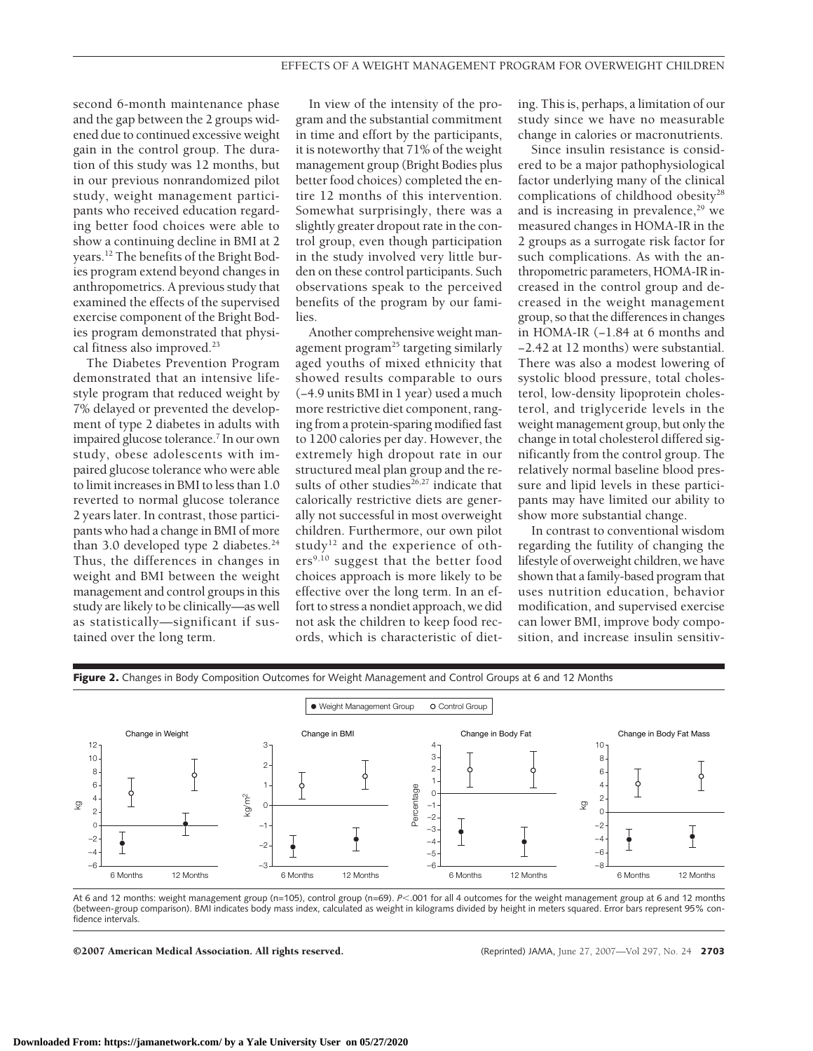second 6-month maintenance phase and the gap between the 2 groups widened due to continued excessive weight gain in the control group. The duration of this study was 12 months, but in our previous nonrandomized pilot study, weight management participants who received education regarding better food choices were able to show a continuing decline in BMI at 2 years.[12] The benefits of the Bright Bodies program extend beyond changes in anthropometrics. A previous study that examined the effects of the supervised exercise component of the Bright Bodies program demonstrated that physical fitness also improved.[23]

The Diabetes Prevention Program demonstrated that an intensive lifestyle program that reduced weight by 7% delayed or prevented the development of type 2 diabetes in adults with impaired glucose tolerance.[7] In our own study, obese adolescents with impaired glucose tolerance who were able to limit increases in BMI to less than 1.0 reverted to normal glucose tolerance 2 years later. In contrast, those participants who had a change in BMI of more than 3.0 developed type 2 diabetes.[24] Thus, the differences in changes in weight and BMI between the weight management and control groups in this study are likely to be clinically—as well as statistically—significant if sustained over the long term.

In view of the intensity of the program and the substantial commitment in time and effort by the participants, it is noteworthy that 71% of the weight management group (Bright Bodies plus better food choices) completed the entire 12 months of this intervention. Somewhat surprisingly, there was a slightly greater dropout rate in the control group, even though participation in the study involved very little burden on these control participants. Such observations speak to the perceived benefits of the program by our families.

Another comprehensive weight management program[25] targeting similarly aged youths of mixed ethnicity that showed results comparable to ours (−4.9 units BMI in 1 year) used a much more restrictive diet component, ranging from a protein-sparing modified fast to 1200 calories per day. However, the extremely high dropout rate in our structured meal plan group and the results of other studies[26,27] indicate that calorically restrictive diets are generally not successful in most overweight children. Furthermore, our own pilot study[12] and the experience of others[9,10] suggest that the better food choices approach is more likely to be effective over the long term. In an effort to stress a nondiet approach, we did not ask the children to keep food records, which is characteristic of dieting. This is, perhaps, a limitation of our study since we have no measurable change in calories or macronutrients.

Since insulin resistance is considered to be a major pathophysiological factor underlying many of the clinical complications of childhood obesity[28] and is increasing in prevalence,[29] we measured changes in HOMA-IR in the 2 groups as a surrogate risk factor for such complications. As with the anthropometric parameters, HOMA-IR increased in the control group and decreased in the weight management group, so that the differences in changes in HOMA-IR (−1.84 at 6 months and −2.42 at 12 months) were substantial. There was also a modest lowering of systolic blood pressure, total cholesterol, low-density lipoprotein cholesterol, and triglyceride levels in the weight management group, but only the change in total cholesterol differed significantly from the control group. The relatively normal baseline blood pressure and lipid levels in these participants may have limited our ability to show more substantial change.

In contrast to conventional wisdom regarding the futility of changing the lifestyle of overweight children, we have shown that a family-based program that uses nutrition education, behavior modification, and supervised exercise can lower BMI, improve body composition, and increase insulin sensitiv-

**Figure 2.** Changes in Body Composition Outcomes for Weight Management and Control Groups at 6 and 12 Months

At 6 and 12 months: weight management group (n=105), control group (n=69). $P<.001$ for all 4 outcomes for the weight management group at 6 and 12 months (between-group comparison). BMI indicates body mass index, calculated as weight in kilograms divided by height in meters squared. Error bars represent 95% confidence intervals.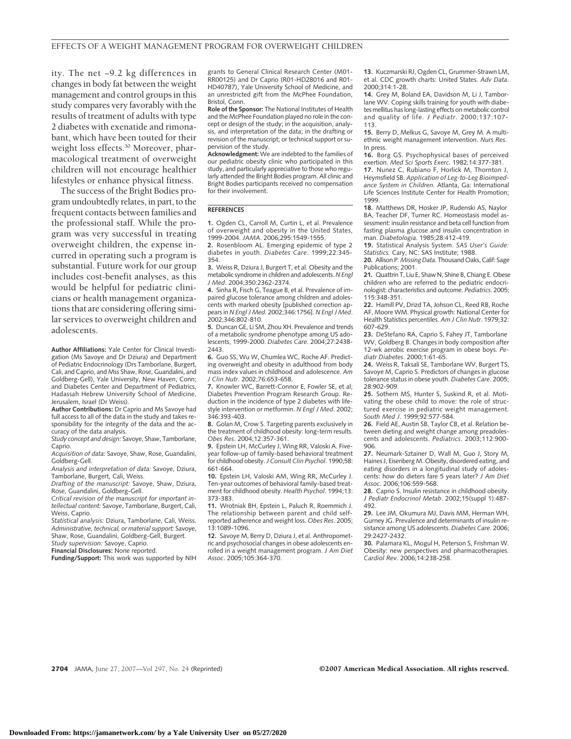ity. The net −9.2 kg differences in changes in body fat between the weight management and control groups in this study compares very favorably with the results of treatment of adults with type 2 diabetes with exenatide and rimonabant, which have been touted for their weight loss effects.[30] Moreover, pharmacological treatment of overweight children will not encourage healthier lifestyles or enhance physical fitness.

The success of the Bright Bodies program undoubtedly relates, in part, to the frequent contacts between families and the professional staff. While the program was very successful in treating overweight children, the expense incurred in operating such a program is substantial. Future work for our group includes cost-benefit analyses, as this would be helpful for pediatric clinicians or health management organizations that are considering offering similar services to overweight children and adolescents.

**Author Affiliations:** Yale Center for Clinical Investigation (Ms Savoye and Dr Dziura) and Department of Pediatric Endocrinology (Drs Tamborlane, Burgert, Cali, and Caprio, and Mss Shaw, Rose, Guandalini, and Goldberg-Gell), Yale University, New Haven, Conn; and Diabetes Center and Department of Pediatrics, Hadassah Hebrew University School of Medicine, Jerusalem, Israel (Dr Weiss).

**Author Contributions:** Dr Caprio and Ms Savoye had full access to all of the data in the study and takes responsibility for the integrity of the data and the accuracy of the data analysis.

*Study concept and design:* Savoye, Shaw, Tamborlane, Caprio.

*Acquisition of data:* Savoye, Shaw, Rose, Guandalini, Goldberg-Gell.

*Analysis and interpretation of data:* Savoye, Dziura, Tamborlane, Burgert, Cali, Weiss.

*Drafting of the manuscript:* Savoye, Shaw, Dziura, Rose, Guandalini, Goldberg-Gell.

*Critical revision of the manuscript for important intellectual content:* Savoye, Tamborlane, Burgert, Cali, Weiss, Caprio.

*Statistical analysis:* Dziura, Tamborlane, Cali, Weiss.

*Administrative, technical, or material support:* Savoye, Shaw, Rose, Guandalini, Goldberg-Gell, Burgert.

*Study supervision:* Savoye, Caprio.

**Financial Disclosures:** None reported.

**Funding/Support:** This work was supported by NIH grants to General Clinical Research Center (M01-RR00125) and Dr Caprio (R01-HD28016 and R01-HD40787), Yale University School of Medicine, and an unrestricted gift from the McPhee Foundation, Bristol, Conn.

**Role of the Sponsor:** The National Institutes of Health and the McPhee Foundation played no role in the concept or design of the study; in the acquisition, analysis, and interpretation of the data; in the drafting or revision of the manuscript; or technical support or supervision of the study.

**Acknowledgment:** We are indebted to the families of our pediatric obesity clinic who participated in this study, and particularly appreciative to those who regularly attended the Bright Bodies program. All clinic and Bright Bodies participants received no compensation for their involvement.

## REFERENCES

1. Ogden CL, Carroll M, Curtin L, et al. Prevalence of overweight and obesity in the United States, 1999-2004. *JAMA*. 2006;295:1549-1555.
2. Rosenbloom AL. Emerging epidemic of type 2 diabetes in youth. *Diabetes Care*. 1999;22:345-354.
3. Weiss R, Dziura J, Burgert T, et al. Obesity and the metabolic syndrome in children and adolescents. *N Engl J Med*. 2004;350:2362-2374.
4. Sinha R, Fisch G, Teague B, et al. Prevalence of impaired glucose tolerance among children and adolescents with marked obesity [published correction appears in *N Engl J Med*. 2002;346:1756]. *N Engl J Med*. 2002;346:802-810.
5. Duncan GE, Li SM, Zhou XH. Prevalence and trends of a metabolic syndrome phenotype among US adolescents, 1999-2000. *Diabetes Care*. 2004;27:2438-2443.
6. Guo SS, Wu W, Chumlea WC, Roche AF. Predicting overweight and obesity in adulthood from body mass index values in childhood and adolescence. *Am J Clin Nutr*. 2002;76:653-658.
7. Knowler WC, Barrett-Connor E, Fowler SE, et al; Diabetes Prevention Program Research Group. Reduction in the incidence of type 2 diabetes with lifestyle intervention or metformin. *N Engl J Med*. 2002;346:393-403.
8. Golan M, Crow S. Targeting parents exclusively in the treatment of childhood obesity: long-term results. *Obes Res*. 2004;12:357-361.
9. Epstein LH, McCurley J, Wing RR, Valoski A. Five-year follow-up of family-based behavioral treatment for childhood obesity. *J Consult Clin Psychol*. 1990;58:661-664.
10. Epstein LH, Valoski AM, Wing RR, McCurley J. Ten-year outcomes of behavioral family-based treatment for childhood obesity. *Health Psychol*. 1994;13:373-383.
11. Wrotniak BH, Epstein L, Paluch R, Roemmich J. The relationship between parent and child self-reported adherence and weight loss. *Obes Res*. 2005;13:1089-1096.
12. Savoye M, Berry D, Dziura J, et al. Anthropometric and psychosocial changes in obese adolescents enrolled in a weight management program. *J Am Diet Assoc*. 2005;105:364-370.
13. Kuczmarski RJ, Ogden CL, Grummer-Strawn LM, et al. CDC growth charts: United States. *Adv Data*. 2000;314:1-28.
14. Grey M, Boland EA, Davidson M, Li J, Tamborlane WV. Coping skills training for youth with diabetes mellitus has long-lasting effects on metabolic control and quality of life. *J Pediatr*. 2000;137:107-113.
15. Berry D, Melkus G, Savoye M, Grey M. A multiethnic weight management intervention. *Nurs Res*. In press.
16. Borg GS. Psychophysical bases of perceived exertion. *Med Sci Sports Exerc*. 1982;14:377-381.
17. Nunez C, Rubiano F, Horlick M, Thornton J, Heymsfield SB. *Application of Leg-to-Leg Bioimpedance System in Children.* Atlanta, Ga: International Life Sciences Institute Center for Health Promotion; 1999.
18. Matthews DR, Hosker JP, Rudenski AS, Naylor BA, Teacher DF, Turner RC. Homeostasis model assessment: insulin resistance and beta cell function from fasting plasma glucose and insulin concentration in man. *Diabetologia*. 1985;28:412-419.
19. Statistical Analysis System. *SAS User's Guide: Statistics.* Cary, NC: SAS Institute; 1988.
20. Allison P. *Missing Data.* Thousand Oaks, Calif: Sage Publications; 2001.
21. Quattrin T, Liu E, Shaw N, Shine B, Chiang E. Obese children who are referred to the pediatric endocrinologist: characteristics and outcome. *Pediatrics*. 2005;115:348-351.
22. Hamill PV, Drizd TA, Johson CL, Reed RB, Roche AF, Moore WM. Physical growth: National Center for Health Statistics percentiles. *Am J Clin Nutr*. 1979;32:607-629.
23. DeStefano RA, Caprio S, Fahey JT, Tamborlane WV, Goldberg B. Changes in body composition after 12-wk aerobic exercise program in obese boys. *Pediatr Diabetes*. 2000;1:61-65.
24. Weiss R, Taksali SE, Tamborlane WV, Burgert TS, Savoye M, Caprio S. Predictors of changes in glucose tolerance status in obese youth. *Diabetes Care*. 2005;28:902-909.
25. Sothern MS, Hunter S, Suskind R, et al. Motivating the obese child to move: the role of structured exercise in pediatric weight management. *South Med J*. 1999;92:577-584.
26. Field AE, Austin SB, Taylor CB, et al. Relation between dieting and weight change among preadolescents and adolescents. *Pediatrics*. 2003;112:900-906.
27. Neumark-Sztainer D, Wall M, Guo J, Story M, Haines J, Eisenberg M. Obesity, disordered eating, and eating disorders in a longitudinal study of adolescents: how do dieters fare 5 years later? *J Am Diet Assoc*. 2006;106:559-568.
28. Caprio S. Insulin resistance in childhood obesity. *J Pediatr Endocrinol Metab*. 2002;15(suppl 1):487-492.
29. Lee JM, Okumura MJ, Davis MM, Herman WH, Gurney JG. Prevalence and determinants of insulin resistance among US adolescents. *Diabetes Care*. 2006;29:2427-2432.
30. Palamara KL, Mogul H, Peterson S, Frishman W. Obesity: new perspectives and pharmacotherapies. *Cardiol Rev*. 2006;14:238-258.